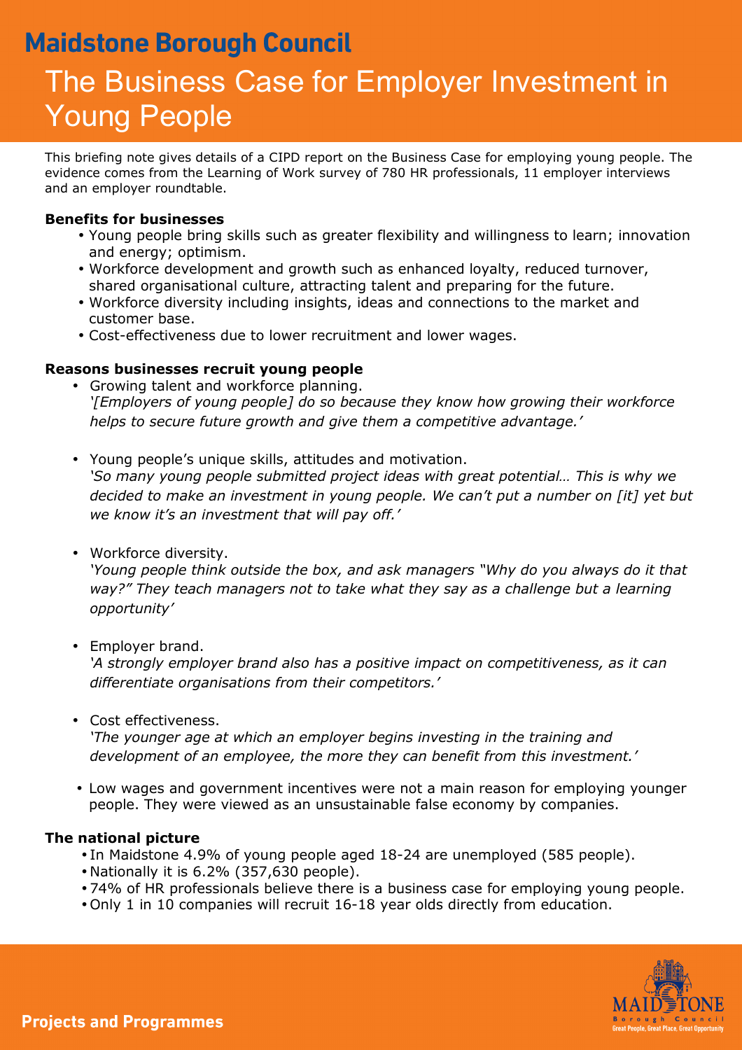# Maidstone Borough Council

# The Business Case for Employer Investment in Young People

This briefing note gives details of a CIPD report on the Business Case for employing young people. The evidence comes from the Learning of Work survey of 780 HR professionals, 11 employer interviews and an employer roundtable.

**Benefits for businesses**

- Young people bring skills such as greater flexibility and willingness to learn; innovation and energy; optimism.
- Workforce development and growth such as enhanced loyalty, reduced turnover, shared organisational culture, attracting talent and preparing for the future.
- Workforce diversity including insights, ideas and connections to the market and customer base.
- Cost-effectiveness due to lower recruitment and lower wages.

**Reasons businesses recruit young people**

- Growing talent and workforce planning.
  *'[Employers of young people] do so because they know how growing their workforce helps to secure future growth and give them a competitive advantage.'*
- Young people's unique skills, attitudes and motivation.
  *'So many young people submitted project ideas with great potential… This is why we decided to make an investment in young people. We can't put a number on [it] yet but we know it's an investment that will pay off.'*
- Workforce diversity.
  *'Young people think outside the box, and ask managers "Why do you always do it that way?" They teach managers not to take what they say as a challenge but a learning opportunity'*
- Employer brand.
  *'A strongly employer brand also has a positive impact on competitiveness, as it can differentiate organisations from their competitors.'*
- Cost effectiveness.
  *'The younger age at which an employer begins investing in the training and development of an employee, the more they can benefit from this investment.'*
- Low wages and government incentives were not a main reason for employing younger people. They were viewed as an unsustainable false economy by companies.

**The national picture**

- In Maidstone 4.9% of young people aged 18-24 are unemployed (585 people).
- Nationally it is 6.2% (357,630 people).
- 74% of HR professionals believe there is a business case for employing young people.
- Only 1 in 10 companies will recruit 16-18 year olds directly from education.

**Projects and Programmes**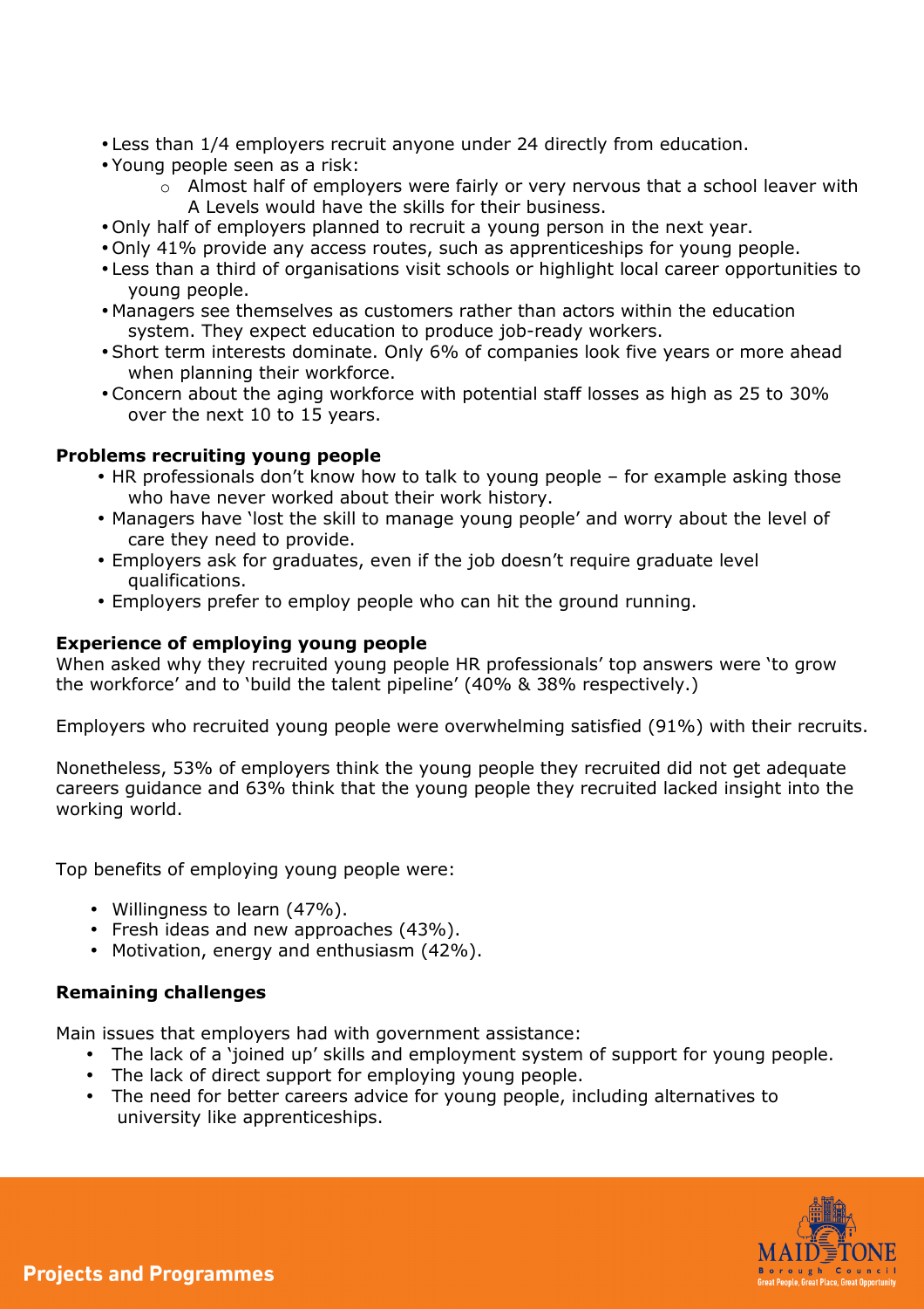- Less than 1/4 employers recruit anyone under 24 directly from education.
- Young people seen as a risk:
  - Almost half of employers were fairly or very nervous that a school leaver with A Levels would have the skills for their business.
- Only half of employers planned to recruit a young person in the next year.
- Only 41% provide any access routes, such as apprenticeships for young people.
- Less than a third of organisations visit schools or highlight local career opportunities to young people.
- Managers see themselves as customers rather than actors within the education system. They expect education to produce job-ready workers.
- Short term interests dominate. Only 6% of companies look five years or more ahead when planning their workforce.
- Concern about the aging workforce with potential staff losses as high as 25 to 30% over the next 10 to 15 years.

**Problems recruiting young people**

- HR professionals don't know how to talk to young people – for example asking those who have never worked about their work history.
- Managers have 'lost the skill to manage young people' and worry about the level of care they need to provide.
- Employers ask for graduates, even if the job doesn't require graduate level qualifications.
- Employers prefer to employ people who can hit the ground running.

**Experience of employing young people**

When asked why they recruited young people HR professionals' top answers were 'to grow the workforce' and to 'build the talent pipeline' (40% & 38% respectively.)

Employers who recruited young people were overwhelming satisfied (91%) with their recruits.

Nonetheless, 53% of employers think the young people they recruited did not get adequate careers guidance and 63% think that the young people they recruited lacked insight into the working world.

Top benefits of employing young people were:

- Willingness to learn (47%).
- Fresh ideas and new approaches (43%).
- Motivation, energy and enthusiasm (42%).

**Remaining challenges**

Main issues that employers had with government assistance:

- The lack of a 'joined up' skills and employment system of support for young people.
- The lack of direct support for employing young people.
- The need for better careers advice for young people, including alternatives to university like apprenticeships.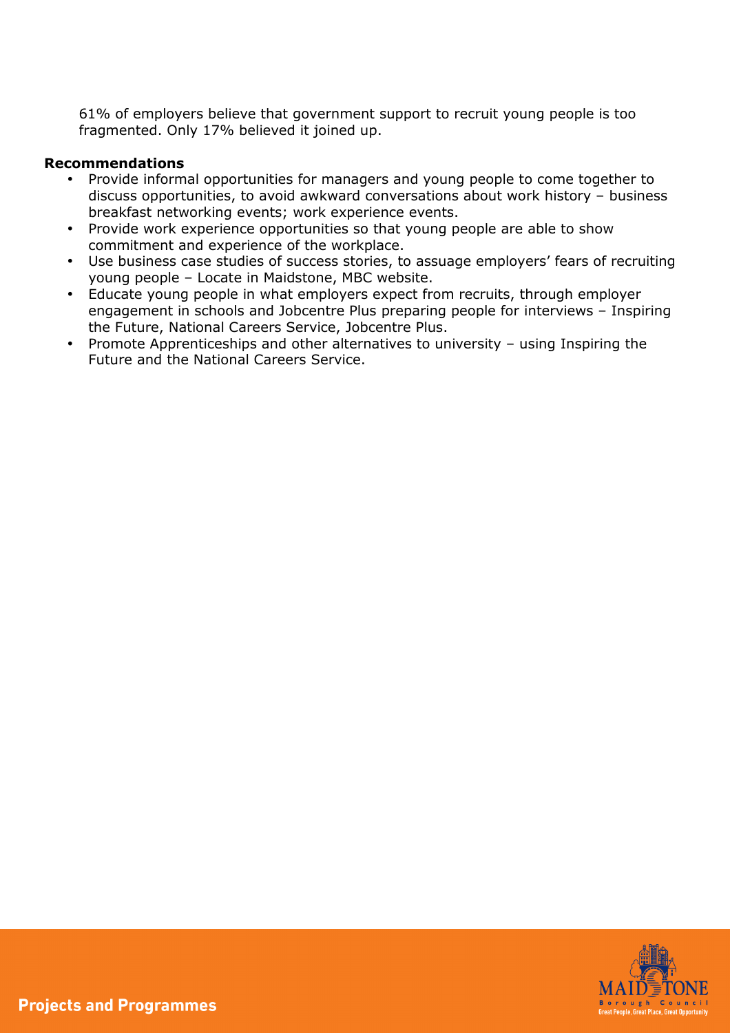61% of employers believe that government support to recruit young people is too fragmented. Only 17% believed it joined up.

**Recommendations**

- Provide informal opportunities for managers and young people to come together to discuss opportunities, to avoid awkward conversations about work history – business breakfast networking events; work experience events.
- Provide work experience opportunities so that young people are able to show commitment and experience of the workplace.
- Use business case studies of success stories, to assuage employers' fears of recruiting young people – Locate in Maidstone, MBC website.
- Educate young people in what employers expect from recruits, through employer engagement in schools and Jobcentre Plus preparing people for interviews – Inspiring the Future, National Careers Service, Jobcentre Plus.
- Promote Apprenticeships and other alternatives to university – using Inspiring the Future and the National Careers Service.